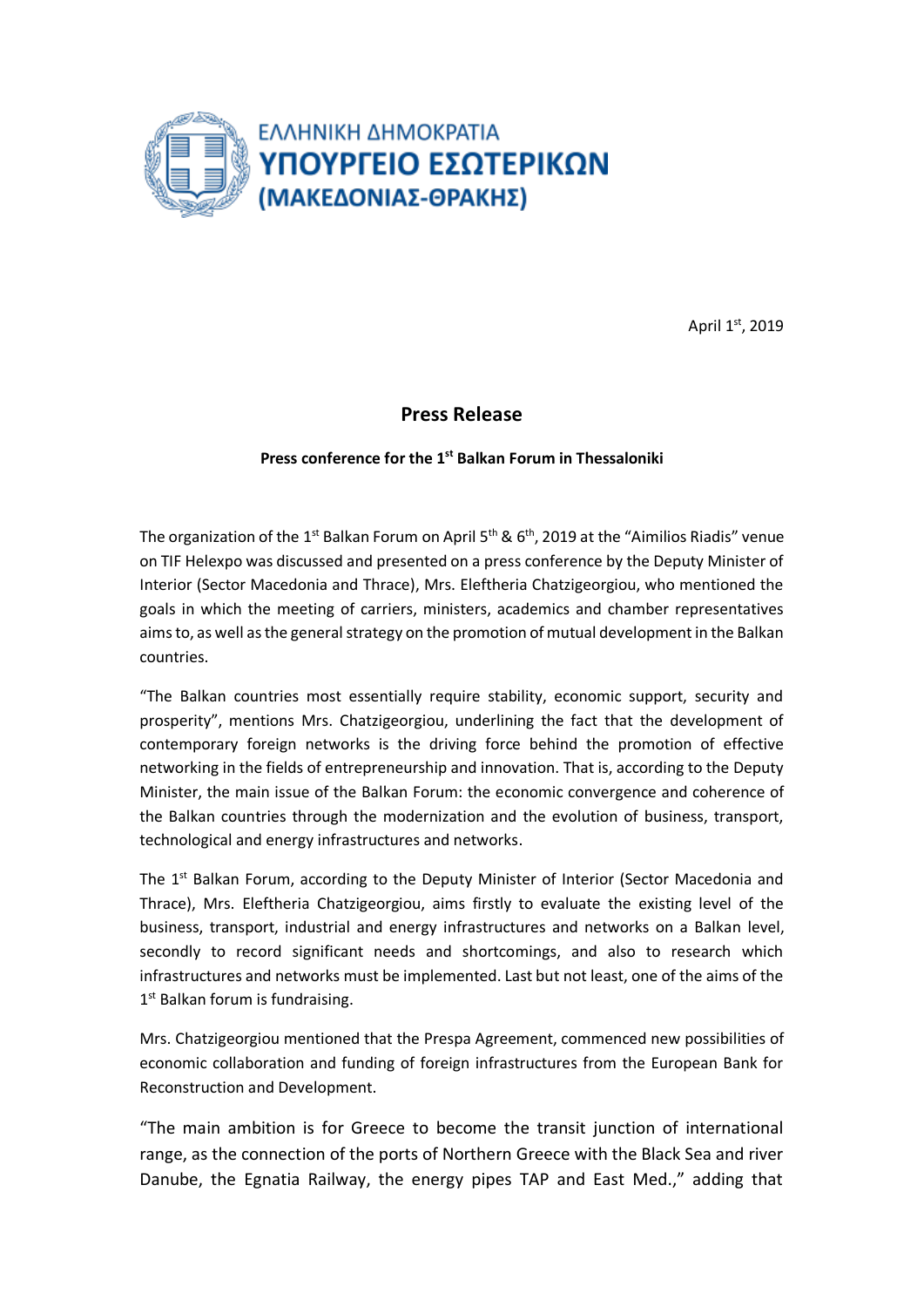ΕΛΛΗΝΙΚΗ ΔΗΜΟΚΡΑΤΙΑ
**ΥΠΟΥΡΓΕΙΟ ΕΣΩΤΕΡΙΚΩΝ**
**(ΜΑΚΕΔΟΝΙΑΣ-ΘΡΑΚΗΣ)**

April 1st, 2019

## Press Release

### Press conference for the 1st Balkan Forum in Thessaloniki

The organization of the 1st Balkan Forum on April 5th & 6th, 2019 at the "Aimilios Riadis" venue on TIF Helexpo was discussed and presented on a press conference by the Deputy Minister of Interior (Sector Macedonia and Thrace), Mrs. Eleftheria Chatzigeorgiou, who mentioned the goals in which the meeting of carriers, ministers, academics and chamber representatives aims to, as well as the general strategy on the promotion of mutual development in the Balkan countries.

"The Balkan countries most essentially require stability, economic support, security and prosperity", mentions Mrs. Chatzigeorgiou, underlining the fact that the development of contemporary foreign networks is the driving force behind the promotion of effective networking in the fields of entrepreneurship and innovation. That is, according to the Deputy Minister, the main issue of the Balkan Forum: the economic convergence and coherence of the Balkan countries through the modernization and the evolution of business, transport, technological and energy infrastructures and networks.

The 1st Balkan Forum, according to the Deputy Minister of Interior (Sector Macedonia and Thrace), Mrs. Eleftheria Chatzigeorgiou, aims firstly to evaluate the existing level of the business, transport, industrial and energy infrastructures and networks on a Balkan level, secondly to record significant needs and shortcomings, and also to research which infrastructures and networks must be implemented. Last but not least, one of the aims of the 1st Balkan forum is fundraising.

Mrs. Chatzigeorgiou mentioned that the Prespa Agreement, commenced new possibilities of economic collaboration and funding of foreign infrastructures from the European Bank for Reconstruction and Development.

"The main ambition is for Greece to become the transit junction of international range, as the connection of the ports of Northern Greece with the Black Sea and river Danube, the Egnatia Railway, the energy pipes TAP and East Med.," adding that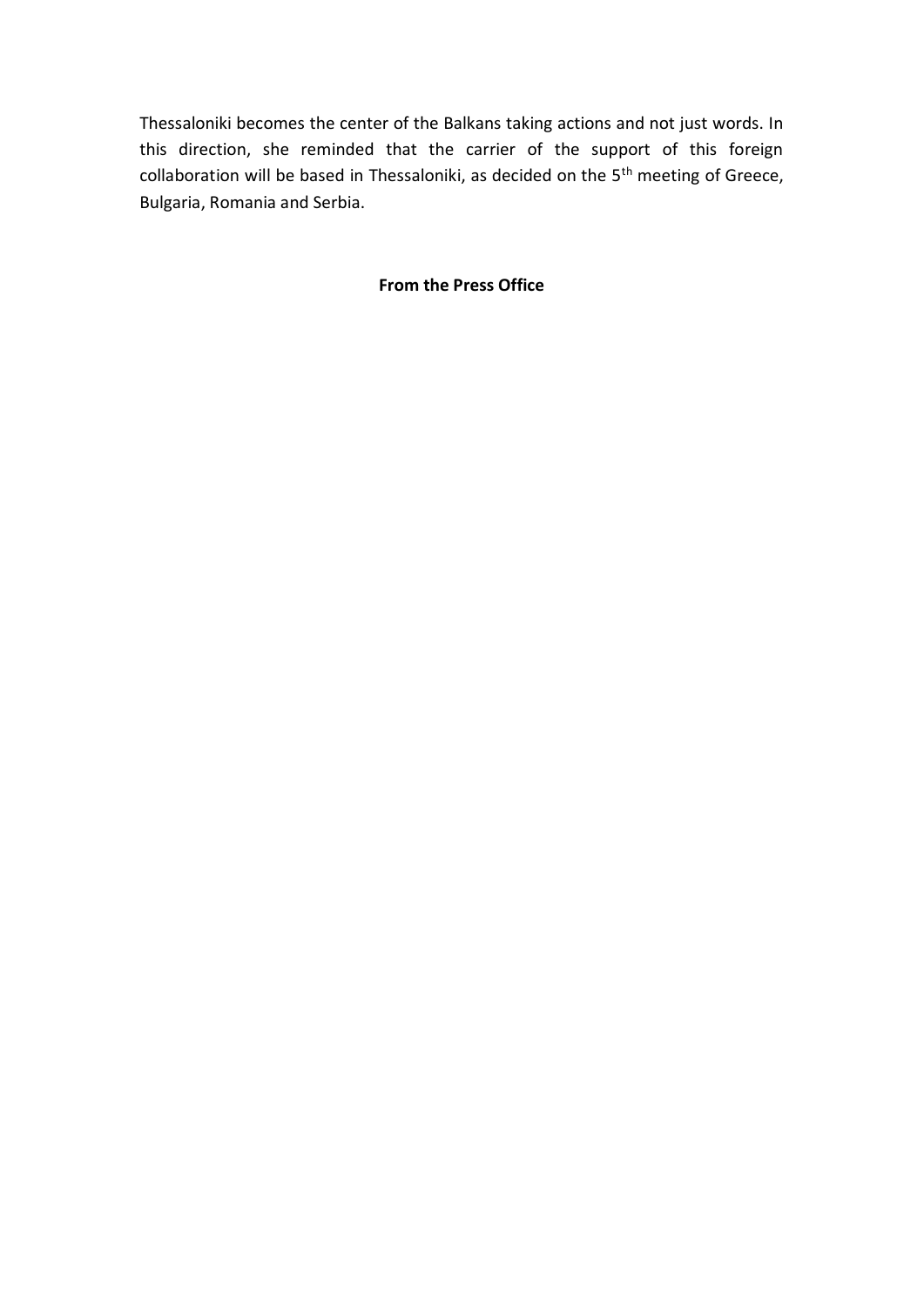Thessaloniki becomes the center of the Balkans taking actions and not just words. In this direction, she reminded that the carrier of the support of this foreign collaboration will be based in Thessaloniki, as decided on the 5th meeting of Greece, Bulgaria, Romania and Serbia.

**From the Press Office**